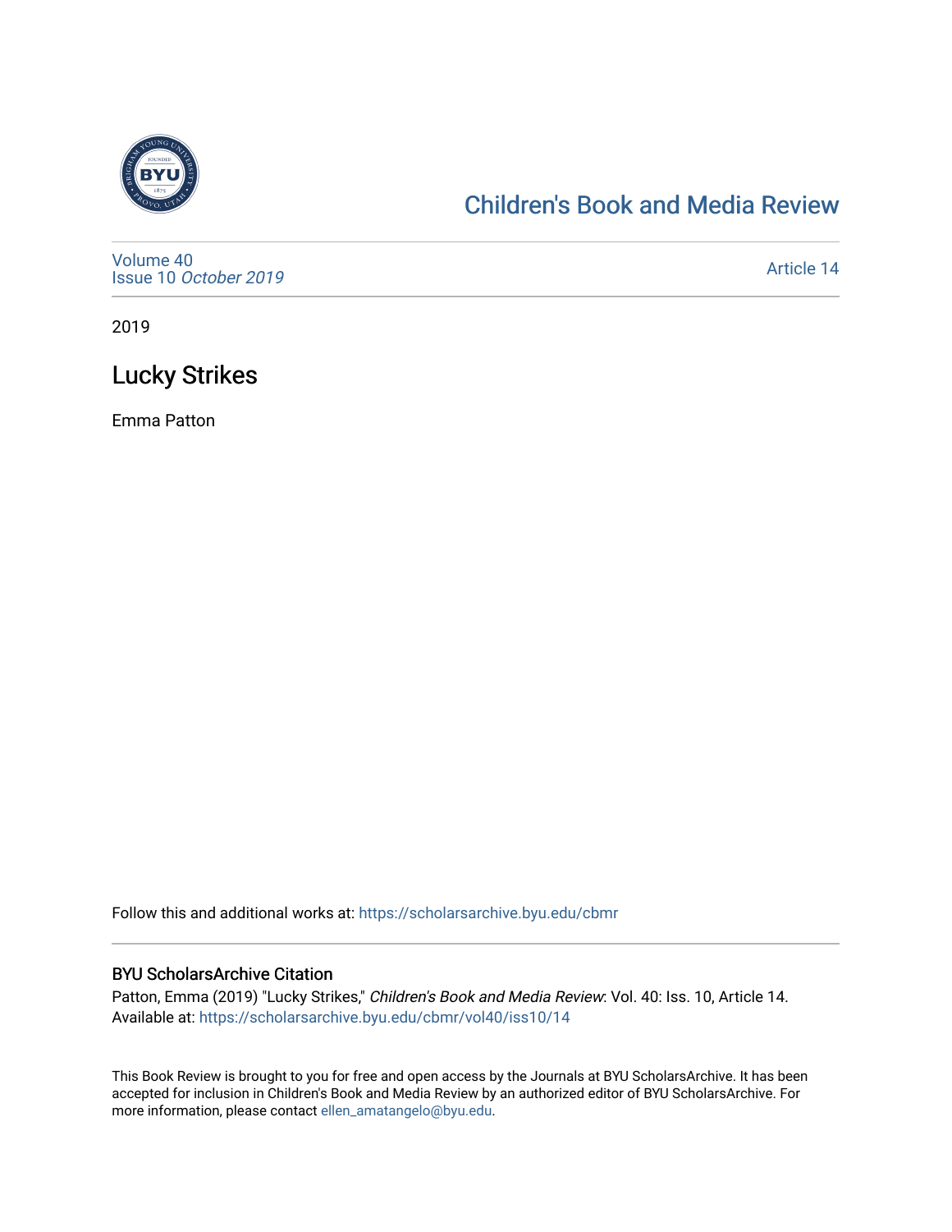Children's Book and Media Review

Volume 40
Issue 10 *October 2019*

Article 14

2019

# Lucky Strikes

Emma Patton

Follow this and additional works at: https://scholarsarchive.byu.edu/cbmr

## BYU ScholarsArchive Citation

Patton, Emma (2019) "Lucky Strikes," *Children's Book and Media Review*: Vol. 40: Iss. 10, Article 14.
Available at: https://scholarsarchive.byu.edu/cbmr/vol40/iss10/14

This Book Review is brought to you for free and open access by the Journals at BYU ScholarsArchive. It has been accepted for inclusion in Children's Book and Media Review by an authorized editor of BYU ScholarsArchive. For more information, please contact ellen_amatangelo@byu.edu.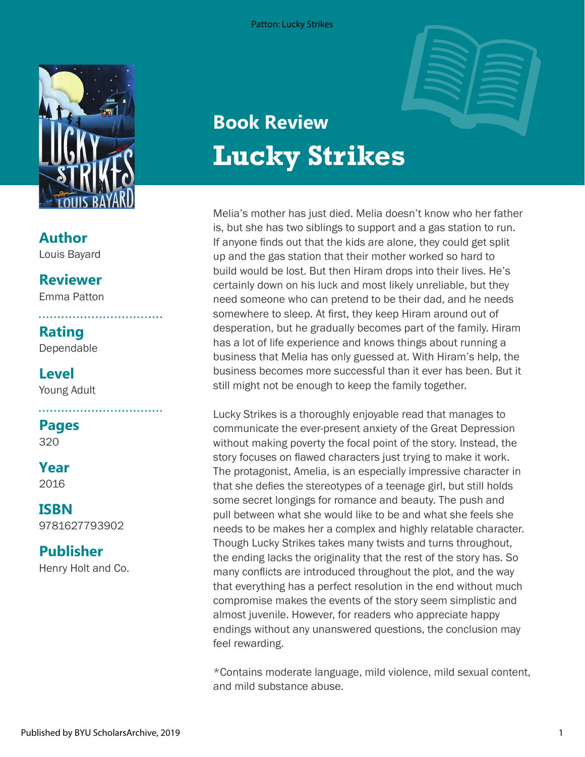# Book Review

## Lucky Strikes

**Author**
Louis Bayard

**Reviewer**
Emma Patton

**Rating**
Dependable

**Level**
Young Adult

**Pages**
320

**Year**
2016

**ISBN**
9781627793902

**Publisher**
Henry Holt and Co.

Melia's mother has just died. Melia doesn't know who her father is, but she has two siblings to support and a gas station to run. If anyone finds out that the kids are alone, they could get split up and the gas station that their mother worked so hard to build would be lost. But then Hiram drops into their lives. He's certainly down on his luck and most likely unreliable, but they need someone who can pretend to be their dad, and he needs somewhere to sleep. At first, they keep Hiram around out of desperation, but he gradually becomes part of the family. Hiram has a lot of life experience and knows things about running a business that Melia has only guessed at. With Hiram's help, the business becomes more successful than it ever has been. But it still might not be enough to keep the family together.

Lucky Strikes is a thoroughly enjoyable read that manages to communicate the ever-present anxiety of the Great Depression without making poverty the focal point of the story. Instead, the story focuses on flawed characters just trying to make it work. The protagonist, Amelia, is an especially impressive character in that she defies the stereotypes of a teenage girl, but still holds some secret longings for romance and beauty. The push and pull between what she would like to be and what she feels she needs to be makes her a complex and highly relatable character. Though Lucky Strikes takes many twists and turns throughout, the ending lacks the originality that the rest of the story has. So many conflicts are introduced throughout the plot, and the way that everything has a perfect resolution in the end without much compromise makes the events of the story seem simplistic and almost juvenile. However, for readers who appreciate happy endings without any unanswered questions, the conclusion may feel rewarding.

*Contains moderate language, mild violence, mild sexual content, and mild substance abuse.